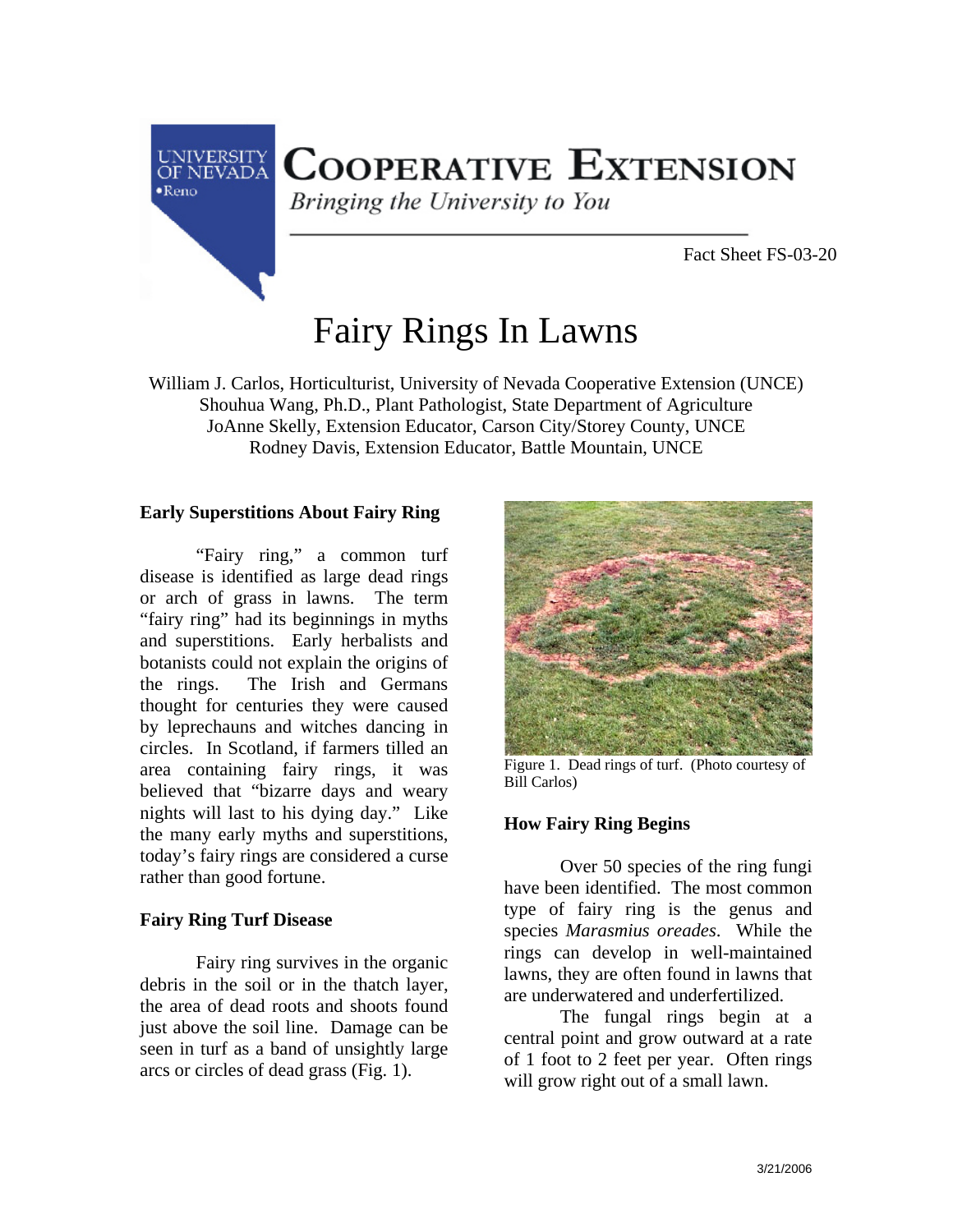UNIVERSITY OF NEVADA •Reno

# COOPERATIVE EXTENSION

*Bringing the University to You*

Fact Sheet FS-03-20

# Fairy Rings In Lawns

William J. Carlos, Horticulturist, University of Nevada Cooperative Extension (UNCE)
Shouhua Wang, Ph.D., Plant Pathologist, State Department of Agriculture
JoAnne Skelly, Extension Educator, Carson City/Storey County, UNCE
Rodney Davis, Extension Educator, Battle Mountain, UNCE

## Early Superstitions About Fairy Ring

"Fairy ring," a common turf disease is identified as large dead rings or arch of grass in lawns. The term "fairy ring" had its beginnings in myths and superstitions. Early herbalists and botanists could not explain the origins of the rings. The Irish and Germans thought for centuries they were caused by leprechauns and witches dancing in circles. In Scotland, if farmers tilled an area containing fairy rings, it was believed that "bizarre days and weary nights will last to his dying day." Like the many early myths and superstitions, today's fairy rings are considered a curse rather than good fortune.

## Fairy Ring Turf Disease

Fairy ring survives in the organic debris in the soil or in the thatch layer, the area of dead roots and shoots found just above the soil line. Damage can be seen in turf as a band of unsightly large arcs or circles of dead grass (Fig. 1).

Figure 1. Dead rings of turf. (Photo courtesy of Bill Carlos)

## How Fairy Ring Begins

Over 50 species of the ring fungi have been identified. The most common type of fairy ring is the genus and species *Marasmius oreades*. While the rings can develop in well-maintained lawns, they are often found in lawns that are underwatered and underfertilized.

The fungal rings begin at a central point and grow outward at a rate of 1 foot to 2 feet per year. Often rings will grow right out of a small lawn.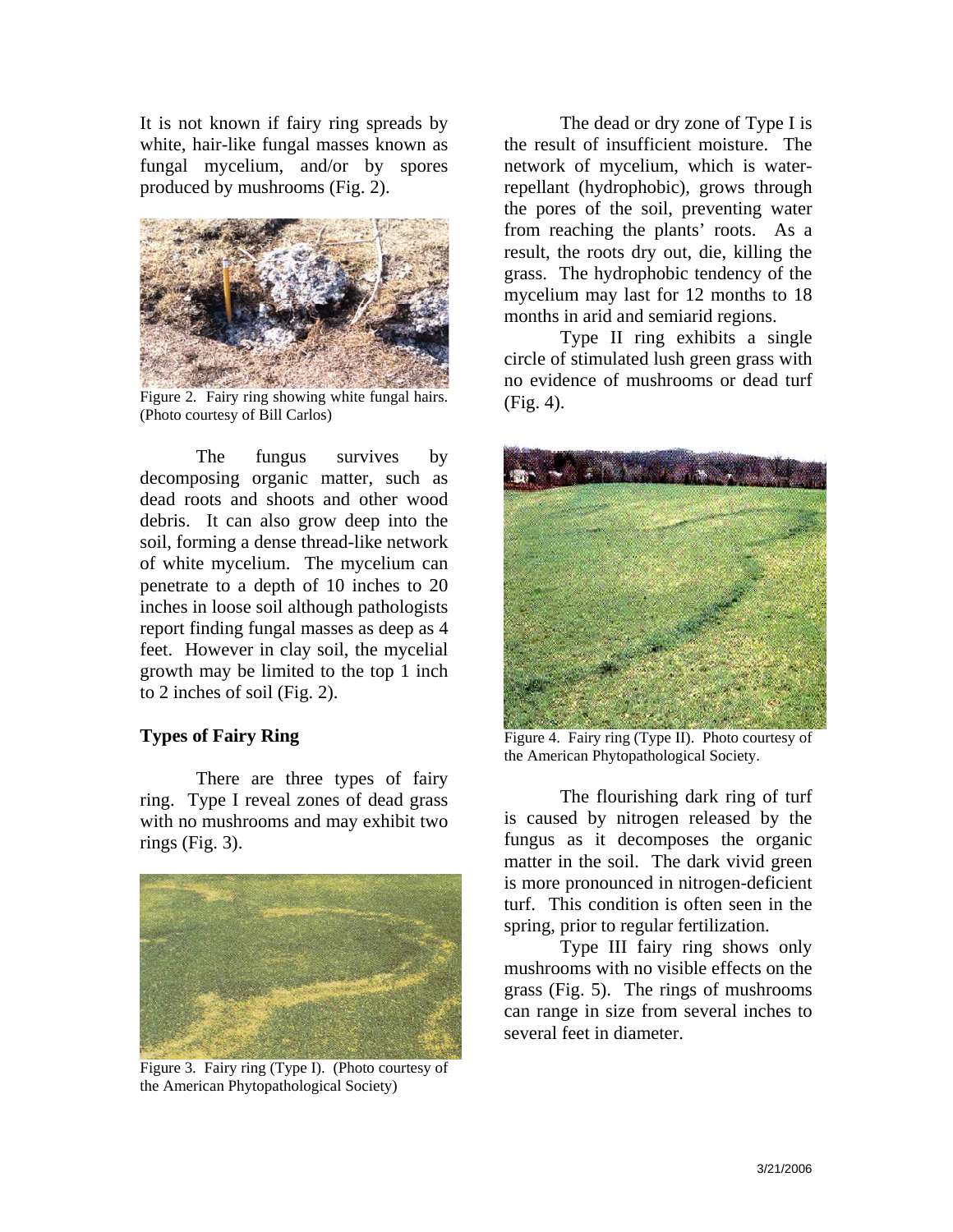It is not known if fairy ring spreads by white, hair-like fungal masses known as fungal mycelium, and/or by spores produced by mushrooms (Fig. 2).

Figure 2. Fairy ring showing white fungal hairs. (Photo courtesy of Bill Carlos)

The fungus survives by decomposing organic matter, such as dead roots and shoots and other wood debris. It can also grow deep into the soil, forming a dense thread-like network of white mycelium. The mycelium can penetrate to a depth of 10 inches to 20 inches in loose soil although pathologists report finding fungal masses as deep as 4 feet. However in clay soil, the mycelial growth may be limited to the top 1 inch to 2 inches of soil (Fig. 2).

### Types of Fairy Ring

There are three types of fairy ring. Type I reveal zones of dead grass with no mushrooms and may exhibit two rings (Fig. 3).

Figure 3. Fairy ring (Type I). (Photo courtesy of the American Phytopathological Society)

The dead or dry zone of Type I is the result of insufficient moisture. The network of mycelium, which is water-repellant (hydrophobic), grows through the pores of the soil, preventing water from reaching the plants' roots. As a result, the roots dry out, die, killing the grass. The hydrophobic tendency of the mycelium may last for 12 months to 18 months in arid and semiarid regions.

Type II ring exhibits a single circle of stimulated lush green grass with no evidence of mushrooms or dead turf (Fig. 4).

Figure 4. Fairy ring (Type II). Photo courtesy of the American Phytopathological Society.

The flourishing dark ring of turf is caused by nitrogen released by the fungus as it decomposes the organic matter in the soil. The dark vivid green is more pronounced in nitrogen-deficient turf. This condition is often seen in the spring, prior to regular fertilization.

Type III fairy ring shows only mushrooms with no visible effects on the grass (Fig. 5). The rings of mushrooms can range in size from several inches to several feet in diameter.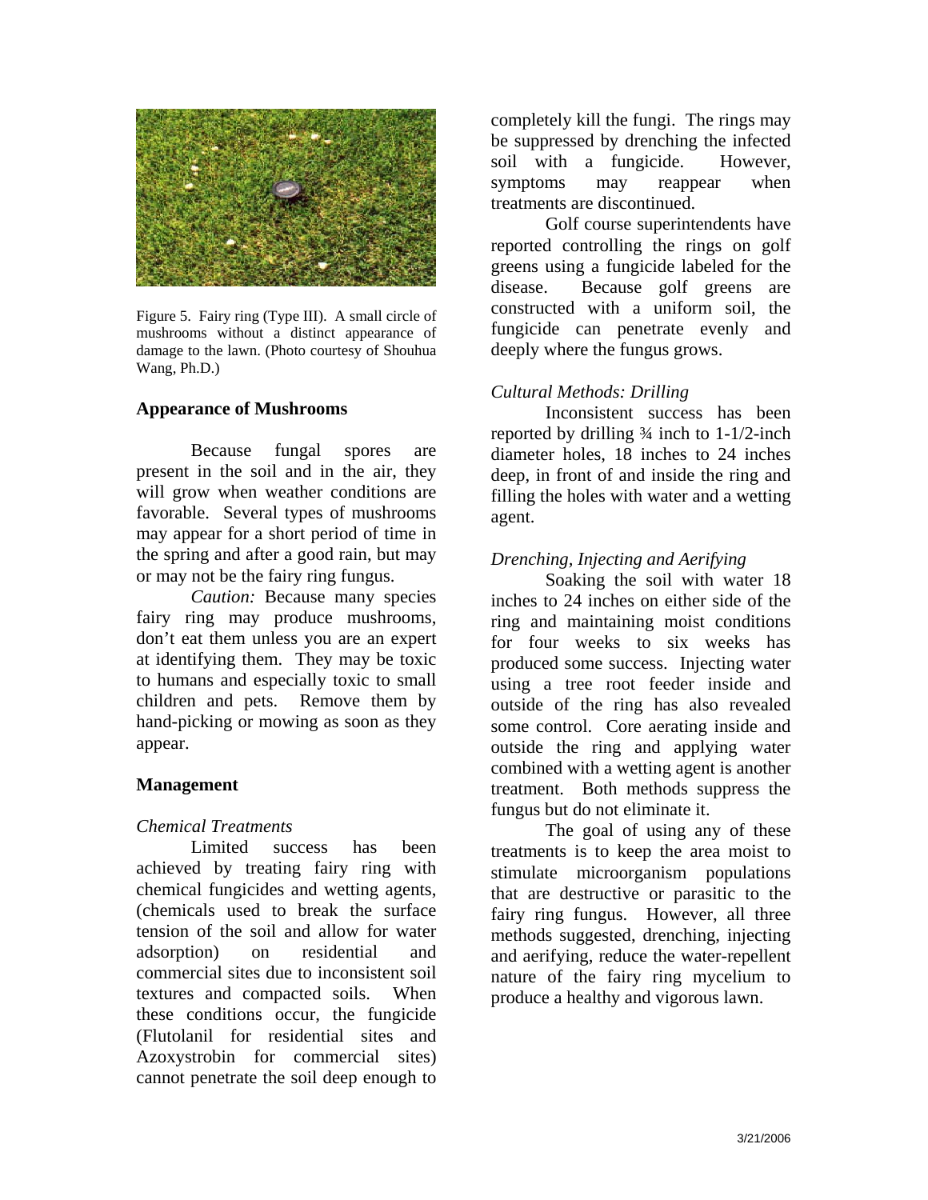Figure 5. Fairy ring (Type III). A small circle of mushrooms without a distinct appearance of damage to the lawn. (Photo courtesy of Shouhua Wang, Ph.D.)

## Appearance of Mushrooms

Because fungal spores are present in the soil and in the air, they will grow when weather conditions are favorable. Several types of mushrooms may appear for a short period of time in the spring and after a good rain, but may or may not be the fairy ring fungus.

*Caution:* Because many species fairy ring may produce mushrooms, don't eat them unless you are an expert at identifying them. They may be toxic to humans and especially toxic to small children and pets. Remove them by hand-picking or mowing as soon as they appear.

## Management

### *Chemical Treatments*

Limited success has been achieved by treating fairy ring with chemical fungicides and wetting agents, (chemicals used to break the surface tension of the soil and allow for water adsorption) on residential and commercial sites due to inconsistent soil textures and compacted soils. When these conditions occur, the fungicide (Flutolanil for residential sites and Azoxystrobin for commercial sites) cannot penetrate the soil deep enough to completely kill the fungi. The rings may be suppressed by drenching the infected soil with a fungicide. However, symptoms may reappear when treatments are discontinued.

Golf course superintendents have reported controlling the rings on golf greens using a fungicide labeled for the disease. Because golf greens are constructed with a uniform soil, the fungicide can penetrate evenly and deeply where the fungus grows.

### *Cultural Methods: Drilling*

Inconsistent success has been reported by drilling ¾ inch to 1-1/2-inch diameter holes, 18 inches to 24 inches deep, in front of and inside the ring and filling the holes with water and a wetting agent.

### *Drenching, Injecting and Aerifying*

Soaking the soil with water 18 inches to 24 inches on either side of the ring and maintaining moist conditions for four weeks to six weeks has produced some success. Injecting water using a tree root feeder inside and outside of the ring has also revealed some control. Core aerating inside and outside the ring and applying water combined with a wetting agent is another treatment. Both methods suppress the fungus but do not eliminate it.

The goal of using any of these treatments is to keep the area moist to stimulate microorganism populations that are destructive or parasitic to the fairy ring fungus. However, all three methods suggested, drenching, injecting and aerifying, reduce the water-repellent nature of the fairy ring mycelium to produce a healthy and vigorous lawn.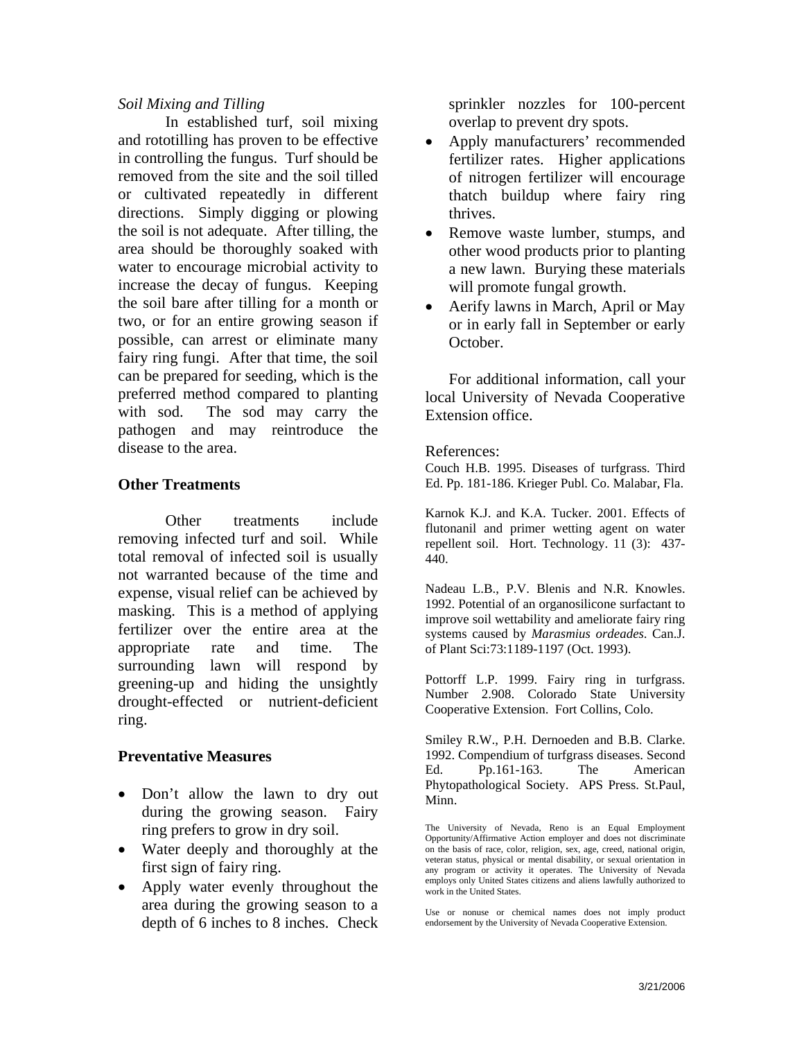*Soil Mixing and Tilling*

In established turf, soil mixing and rototilling has proven to be effective in controlling the fungus. Turf should be removed from the site and the soil tilled or cultivated repeatedly in different directions. Simply digging or plowing the soil is not adequate. After tilling, the area should be thoroughly soaked with water to encourage microbial activity to increase the decay of fungus. Keeping the soil bare after tilling for a month or two, or for an entire growing season if possible, can arrest or eliminate many fairy ring fungi. After that time, the soil can be prepared for seeding, which is the preferred method compared to planting with sod. The sod may carry the pathogen and may reintroduce the disease to the area.

**Other Treatments**

Other treatments include removing infected turf and soil. While total removal of infected soil is usually not warranted because of the time and expense, visual relief can be achieved by masking. This is a method of applying fertilizer over the entire area at the appropriate rate and time. The surrounding lawn will respond by greening-up and hiding the unsightly drought-effected or nutrient-deficient ring.

**Preventative Measures**

- Don't allow the lawn to dry out during the growing season. Fairy ring prefers to grow in dry soil.
- Water deeply and thoroughly at the first sign of fairy ring.
- Apply water evenly throughout the area during the growing season to a depth of 6 inches to 8 inches. Check sprinkler nozzles for 100-percent overlap to prevent dry spots.
- Apply manufacturers' recommended fertilizer rates. Higher applications of nitrogen fertilizer will encourage thatch buildup where fairy ring thrives.
- Remove waste lumber, stumps, and other wood products prior to planting a new lawn. Burying these materials will promote fungal growth.
- Aerify lawns in March, April or May or in early fall in September or early October.

For additional information, call your local University of Nevada Cooperative Extension office.

References:

Couch H.B. 1995. Diseases of turfgrass. Third Ed. Pp. 181-186. Krieger Publ. Co. Malabar, Fla.

Karnok K.J. and K.A. Tucker. 2001. Effects of flutonanil and primer wetting agent on water repellent soil. Hort. Technology. 11 (3): 437-440.

Nadeau L.B., P.V. Blenis and N.R. Knowles. 1992. Potential of an organosilicone surfactant to improve soil wettability and ameliorate fairy ring systems caused by *Marasmius ordeades*. Can.J. of Plant Sci:73:1189-1197 (Oct. 1993).

Pottorff L.P. 1999. Fairy ring in turfgrass. Number 2.908. Colorado State University Cooperative Extension. Fort Collins, Colo.

Smiley R.W., P.H. Dernoeden and B.B. Clarke. 1992. Compendium of turfgrass diseases. Second Ed. Pp.161-163. The American Phytopathological Society. APS Press. St.Paul, Minn.

The University of Nevada, Reno is an Equal Employment Opportunity/Affirmative Action employer and does not discriminate on the basis of race, color, religion, sex, age, creed, national origin, veteran status, physical or mental disability, or sexual orientation in any program or activity it operates. The University of Nevada employs only United States citizens and aliens lawfully authorized to work in the United States.

Use or nonuse or chemical names does not imply product endorsement by the University of Nevada Cooperative Extension.

3/21/2006